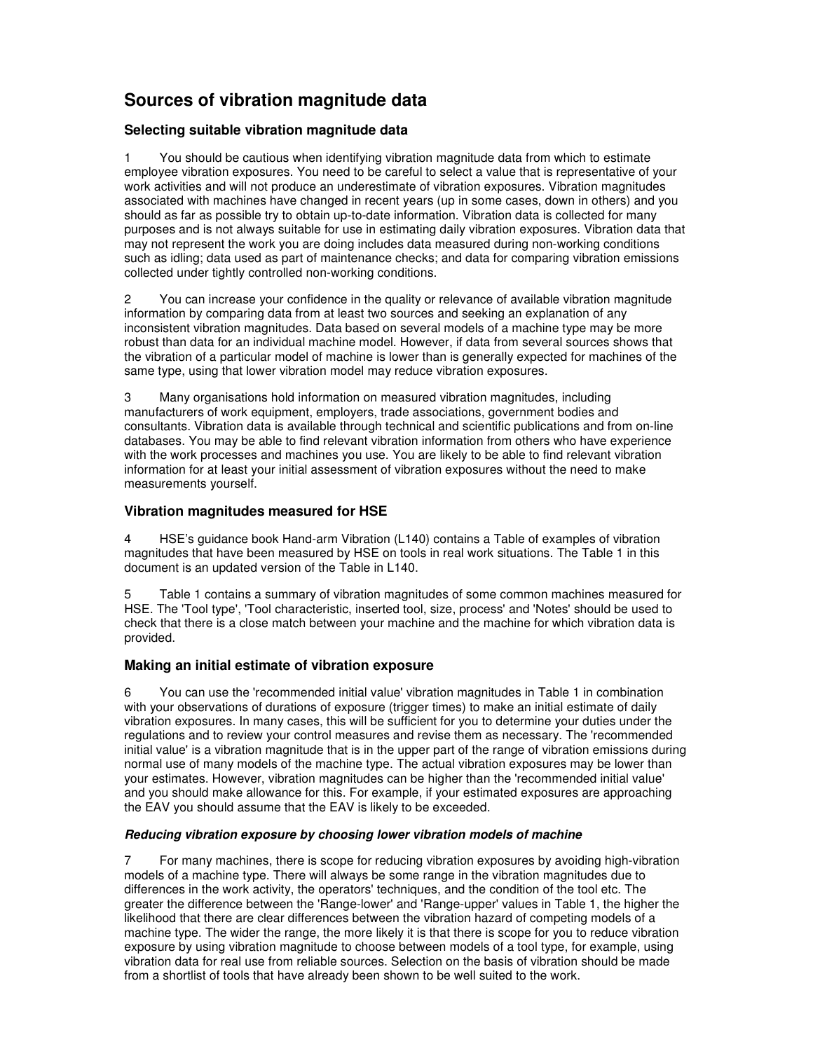# Sources of vibration magnitude data

## Selecting suitable vibration magnitude data

1 You should be cautious when identifying vibration magnitude data from which to estimate employee vibration exposures. You need to be careful to select a value that is representative of your work activities and will not produce an underestimate of vibration exposures. Vibration magnitudes associated with machines have changed in recent years (up in some cases, down in others) and you should as far as possible try to obtain up-to-date information. Vibration data is collected for many purposes and is not always suitable for use in estimating daily vibration exposures. Vibration data that may not represent the work you are doing includes data measured during non-working conditions such as idling; data used as part of maintenance checks; and data for comparing vibration emissions collected under tightly controlled non-working conditions.

2 You can increase your confidence in the quality or relevance of available vibration magnitude information by comparing data from at least two sources and seeking an explanation of any inconsistent vibration magnitudes. Data based on several models of a machine type may be more robust than data for an individual machine model. However, if data from several sources shows that the vibration of a particular model of machine is lower than is generally expected for machines of the same type, using that lower vibration model may reduce vibration exposures.

3 Many organisations hold information on measured vibration magnitudes, including manufacturers of work equipment, employers, trade associations, government bodies and consultants. Vibration data is available through technical and scientific publications and from on-line databases. You may be able to find relevant vibration information from others who have experience with the work processes and machines you use. You are likely to be able to find relevant vibration information for at least your initial assessment of vibration exposures without the need to make measurements yourself.

## Vibration magnitudes measured for HSE

4 HSE's guidance book Hand-arm Vibration (L140) contains a Table of examples of vibration magnitudes that have been measured by HSE on tools in real work situations. The Table 1 in this document is an updated version of the Table in L140.

5 Table 1 contains a summary of vibration magnitudes of some common machines measured for HSE. The 'Tool type', 'Tool characteristic, inserted tool, size, process' and 'Notes' should be used to check that there is a close match between your machine and the machine for which vibration data is provided.

## Making an initial estimate of vibration exposure

6 You can use the 'recommended initial value' vibration magnitudes in Table 1 in combination with your observations of durations of exposure (trigger times) to make an initial estimate of daily vibration exposures. In many cases, this will be sufficient for you to determine your duties under the regulations and to review your control measures and revise them as necessary. The 'recommended initial value' is a vibration magnitude that is in the upper part of the range of vibration emissions during normal use of many models of the machine type. The actual vibration exposures may be lower than your estimates. However, vibration magnitudes can be higher than the 'recommended initial value' and you should make allowance for this. For example, if your estimated exposures are approaching the EAV you should assume that the EAV is likely to be exceeded.

### *Reducing vibration exposure by choosing lower vibration models of machine*

7 For many machines, there is scope for reducing vibration exposures by avoiding high-vibration models of a machine type. There will always be some range in the vibration magnitudes due to differences in the work activity, the operators' techniques, and the condition of the tool etc. The greater the difference between the 'Range-lower' and 'Range-upper' values in Table 1, the higher the likelihood that there are clear differences between the vibration hazard of competing models of a machine type. The wider the range, the more likely it is that there is scope for you to reduce vibration exposure by using vibration magnitude to choose between models of a tool type, for example, using vibration data for real use from reliable sources. Selection on the basis of vibration should be made from a shortlist of tools that have already been shown to be well suited to the work.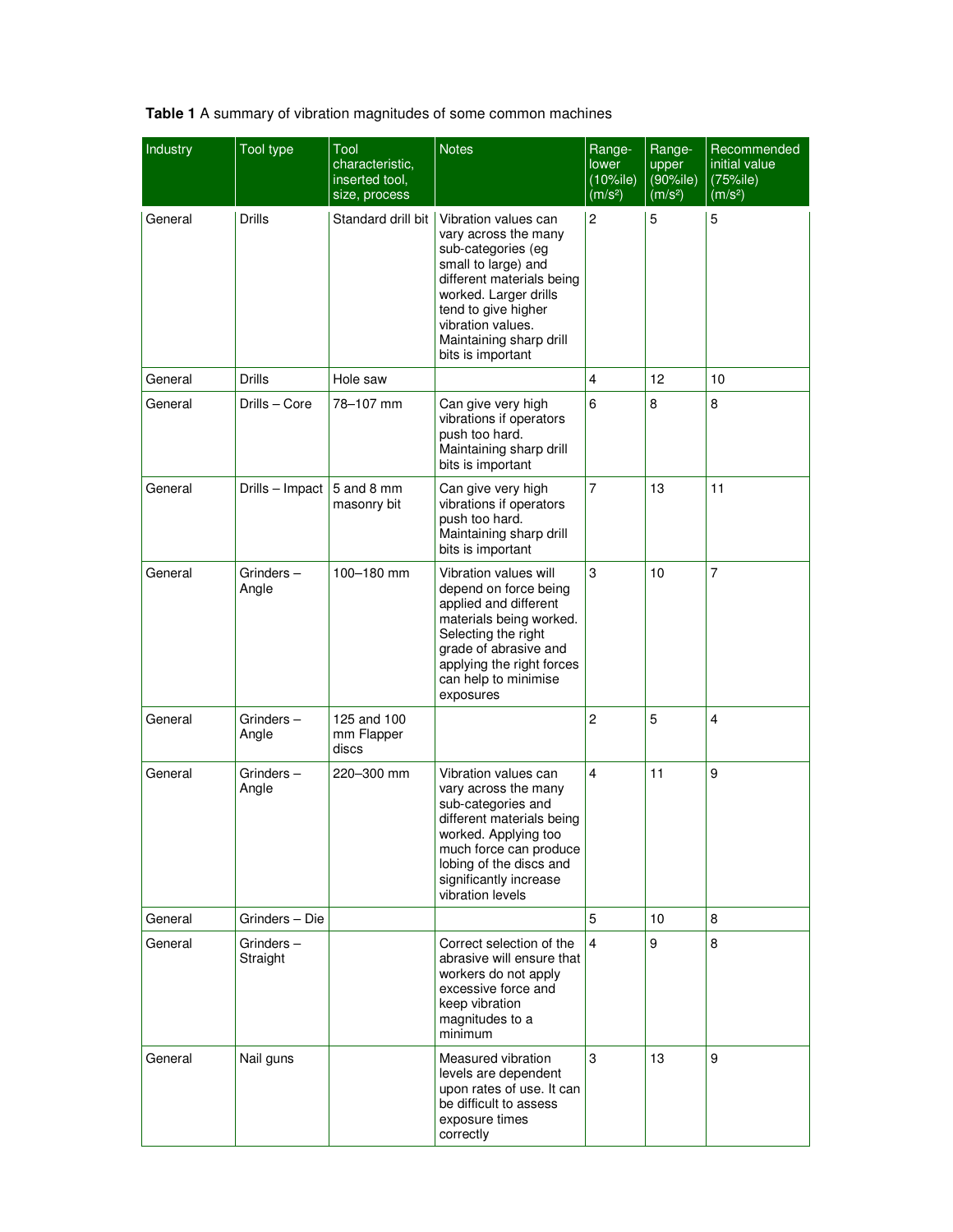**Table 1** A summary of vibration magnitudes of some common machines

| Industry | Tool type | Tool characteristic, inserted tool, size, process | Notes | Range- lower (10%ile) ($m/s^2$) | Range- upper (90%ile) ($m/s^2$) | Recommended initial value (75%ile) ($m/s^2$) |
|---|---|---|---|---|---|---|
| General | Drills | Standard drill bit | Vibration values can vary across the many sub-categories (eg small to large) and different materials being worked. Larger drills tend to give higher vibration values. Maintaining sharp drill bits is important | 2 | 5 | 5 |
| General | Drills | Hole saw | | 4 | 12 | 10 |
| General | Drills – Core | 78–107 mm | Can give very high vibrations if operators push too hard. Maintaining sharp drill bits is important | 6 | 8 | 8 |
| General | Drills – Impact | 5 and 8 mm masonry bit | Can give very high vibrations if operators push too hard. Maintaining sharp drill bits is important | 7 | 13 | 11 |
| General | Grinders – Angle | 100–180 mm | Vibration values will depend on force being applied and different materials being worked. Selecting the right grade of abrasive and applying the right forces can help to minimise exposures | 3 | 10 | 7 |
| General | Grinders – Angle | 125 and 100 mm Flapper discs | | 2 | 5 | 4 |
| General | Grinders – Angle | 220–300 mm | Vibration values can vary across the many sub-categories and different materials being worked. Applying too much force can produce lobing of the discs and significantly increase vibration levels | 4 | 11 | 9 |
| General | Grinders – Die | | | 5 | 10 | 8 |
| General | Grinders – Straight | | Correct selection of the abrasive will ensure that workers do not apply excessive force and keep vibration magnitudes to a minimum | 4 | 9 | 8 |
| General | Nail guns | | Measured vibration levels are dependent upon rates of use. It can be difficult to assess exposure times correctly | 3 | 13 | 9 |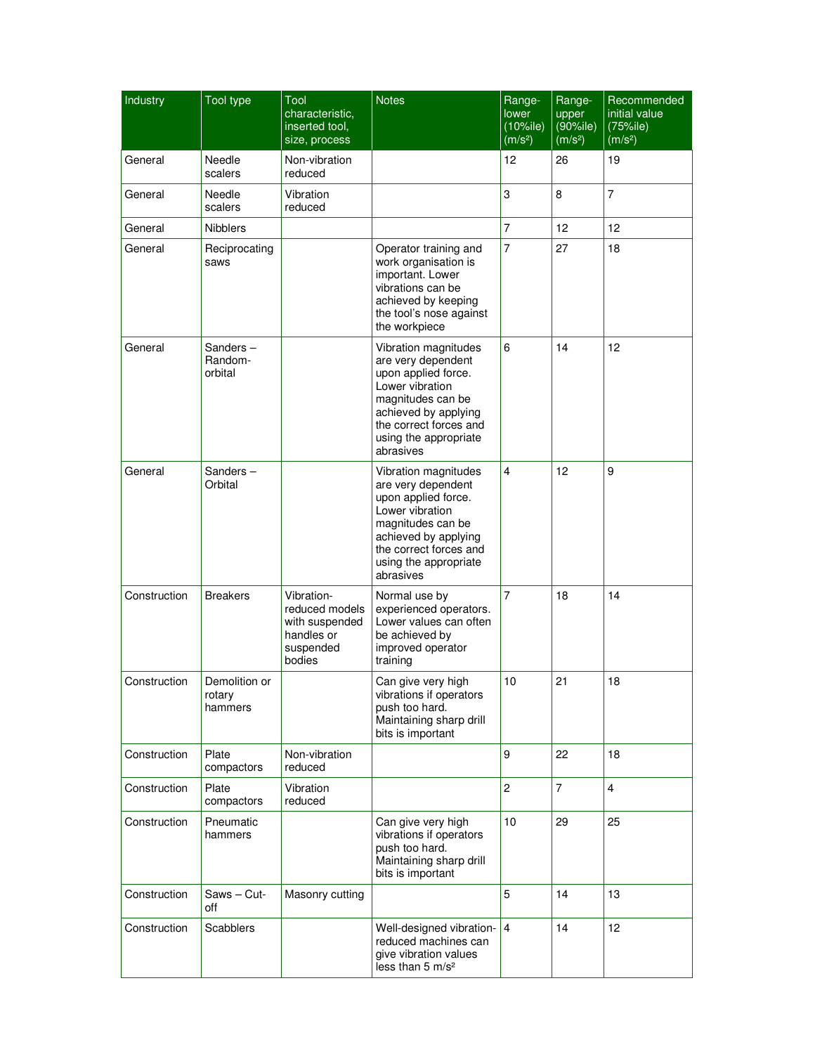| Industry | Tool type | Tool characteristic, inserted tool, size, process | Notes | Range-lower (10%ile) ($m/s^2$) | Range-upper (90%ile) ($m/s^2$) | Recommended initial value (75%ile) ($m/s^2$) |
|---|---|---|---|---|---|---|
| General | Needle scalers | Non-vibration reduced | | 12 | 26 | 19 |
| General | Needle scalers | Vibration reduced | | 3 | 8 | 7 |
| General | Nibblers | | | 7 | 12 | 12 |
| General | Reciprocating saws | | Operator training and work organisation is important. Lower vibrations can be achieved by keeping the tool's nose against the workpiece | 7 | 27 | 18 |
| General | Sanders – Random-orbital | | Vibration magnitudes are very dependent upon applied force. Lower vibration magnitudes can be achieved by applying the correct forces and using the appropriate abrasives | 6 | 14 | 12 |
| General | Sanders – Orbital | | Vibration magnitudes are very dependent upon applied force. Lower vibration magnitudes can be achieved by applying the correct forces and using the appropriate abrasives | 4 | 12 | 9 |
| Construction | Breakers | Vibration-reduced models with suspended handles or suspended bodies | Normal use by experienced operators. Lower values can often be achieved by improved operator training | 7 | 18 | 14 |
| Construction | Demolition or rotary hammers | | Can give very high vibrations if operators push too hard. Maintaining sharp drill bits is important | 10 | 21 | 18 |
| Construction | Plate compactors | Non-vibration reduced | | 9 | 22 | 18 |
| Construction | Plate compactors | Vibration reduced | | 2 | 7 | 4 |
| Construction | Pneumatic hammers | | Can give very high vibrations if operators push too hard. Maintaining sharp drill bits is important | 10 | 29 | 25 |
| Construction | Saws – Cut-off | Masonry cutting | | 5 | 14 | 13 |
| Construction | Scabblers | | Well-designed vibration-reduced machines can give vibration values less than 5 $m/s^2$ | 4 | 14 | 12 |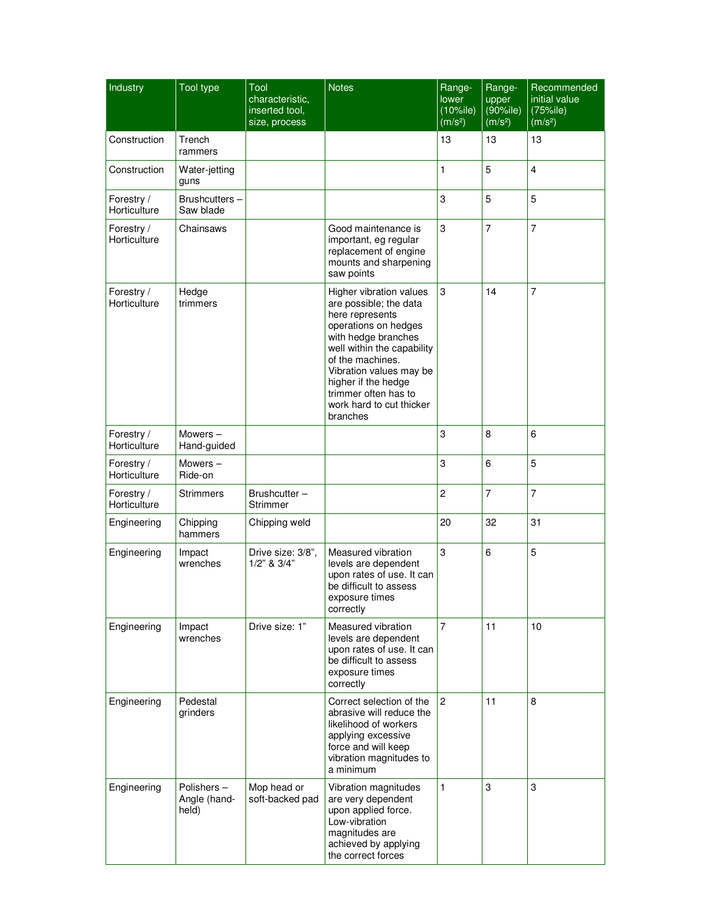| Industry | Tool type | Tool characteristic, inserted tool, size, process | Notes | Range-lower (10%ile) (m/s²) | Range-upper (90%ile) (m/s²) | Recommended initial value (75%ile) (m/s²) |
|---|---|---|---|---|---|---|
| Construction | Trench rammers | | | 13 | 13 | 13 |
| Construction | Water-jetting guns | | | 1 | 5 | 4 |
| Forestry / Horticulture | Brushcutters – Saw blade | | | 3 | 5 | 5 |
| Forestry / Horticulture | Chainsaws | | Good maintenance is important, eg regular replacement of engine mounts and sharpening saw points | 3 | 7 | 7 |
| Forestry / Horticulture | Hedge trimmers | | Higher vibration values are possible; the data here represents operations on hedges with hedge branches well within the capability of the machines. Vibration values may be higher if the hedge trimmer often has to work hard to cut thicker branches | 3 | 14 | 7 |
| Forestry / Horticulture | Mowers – Hand-guided | | | 3 | 8 | 6 |
| Forestry / Horticulture | Mowers – Ride-on | | | 3 | 6 | 5 |
| Forestry / Horticulture | Strimmers | Brushcutter – Strimmer | | 2 | 7 | 7 |
| Engineering | Chipping hammers | Chipping weld | | 20 | 32 | 31 |
| Engineering | Impact wrenches | Drive size: 3/8", 1/2" & 3/4" | Measured vibration levels are dependent upon rates of use. It can be difficult to assess exposure times correctly | 3 | 6 | 5 |
| Engineering | Impact wrenches | Drive size: 1" | Measured vibration levels are dependent upon rates of use. It can be difficult to assess exposure times correctly | 7 | 11 | 10 |
| Engineering | Pedestal grinders | | Correct selection of the abrasive will reduce the likelihood of workers applying excessive force and will keep vibration magnitudes to a minimum | 2 | 11 | 8 |
| Engineering | Polishers – Angle (hand-held) | Mop head or soft-backed pad | Vibration magnitudes are very dependent upon applied force. Low-vibration magnitudes are achieved by applying the correct forces | 1 | 3 | 3 |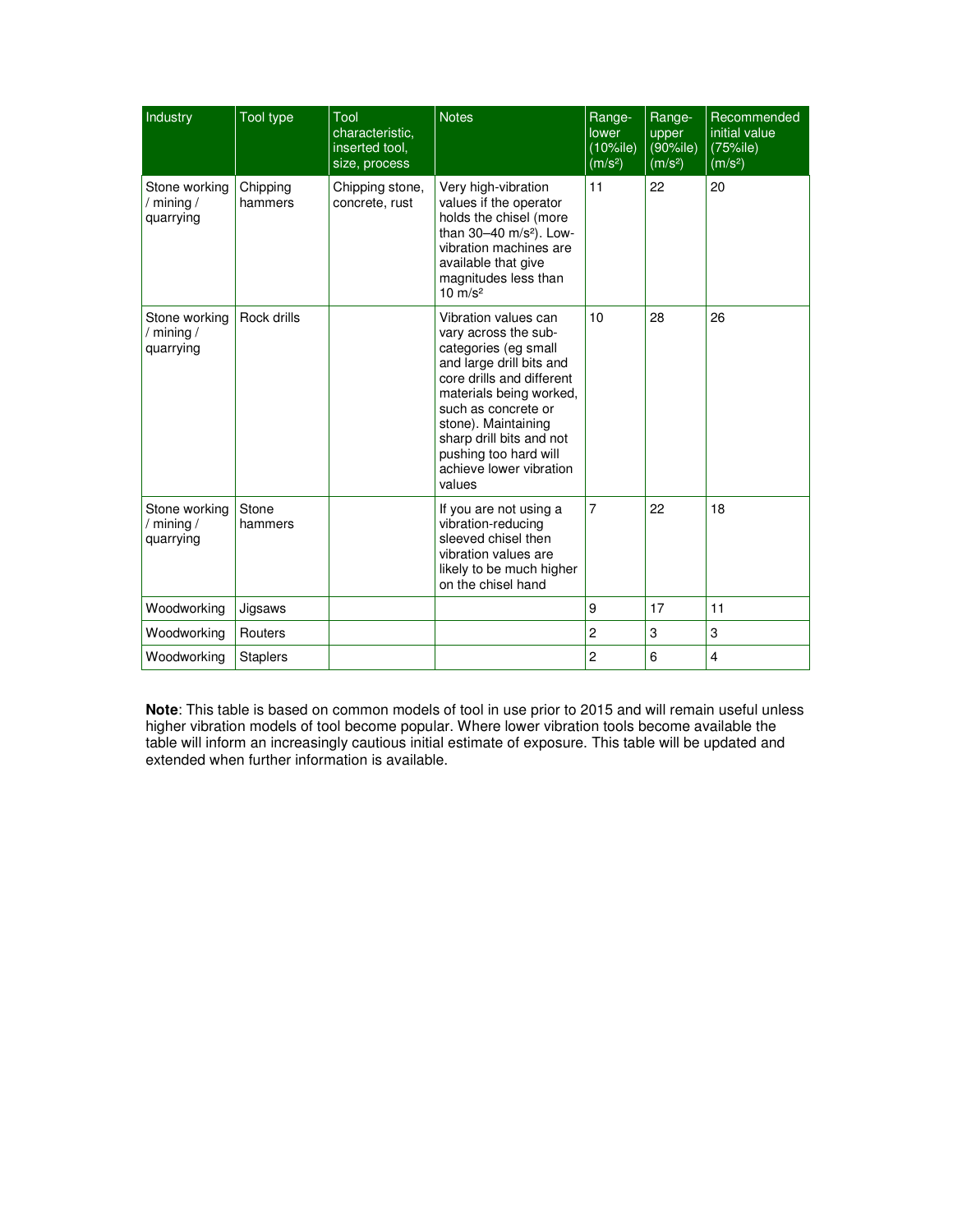| Industry | Tool type | Tool characteristic, inserted tool, size, process | Notes | Range-lower (10%ile) ($m/s^2$) | Range-upper (90%ile) ($m/s^2$) | Recommended initial value (75%ile) ($m/s^2$) |
|---|---|---|---|---|---|---|
| Stone working / mining / quarrying | Chipping hammers | Chipping stone, concrete, rust | Very high-vibration values if the operator holds the chisel (more than 30–40 $m/s^2$). Low-vibration machines are available that give magnitudes less than 10 $m/s^2$ | 11 | 22 | 20 |
| Stone working / mining / quarrying | Rock drills | | Vibration values can vary across the sub-categories (eg small and large drill bits and core drills and different materials being worked, such as concrete or stone). Maintaining sharp drill bits and not pushing too hard will achieve lower vibration values | 10 | 28 | 26 |
| Stone working / mining / quarrying | Stone hammers | | If you are not using a vibration-reducing sleeved chisel then vibration values are likely to be much higher on the chisel hand | 7 | 22 | 18 |
| Woodworking | Jigsaws | | | 9 | 17 | 11 |
| Woodworking | Routers | | | 2 | 3 | 3 |
| Woodworking | Staplers | | | 2 | 6 | 4 |

**Note**: This table is based on common models of tool in use prior to 2015 and will remain useful unless higher vibration models of tool become popular. Where lower vibration tools become available the table will inform an increasingly cautious initial estimate of exposure. This table will be updated and extended when further information is available.